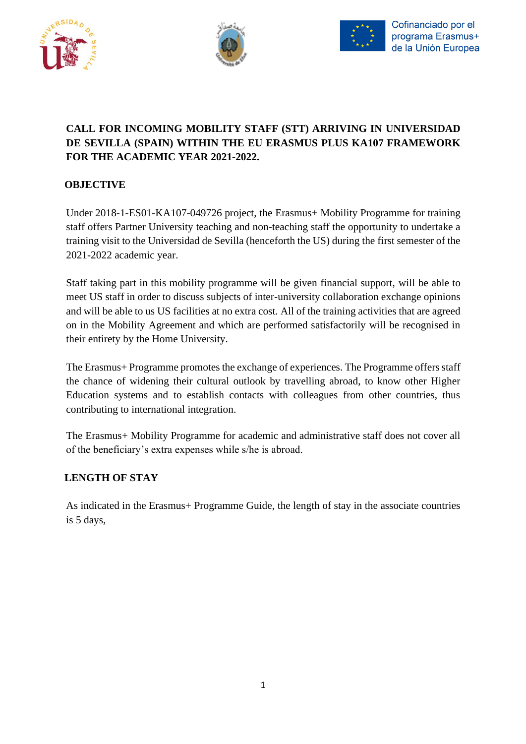Cofinanciado por el programa Erasmus+ de la Unión Europea

# CALL FOR INCOMING MOBILITY STAFF (STT) ARRIVING IN UNIVERSIDAD DE SEVILLA (SPAIN) WITHIN THE EU ERASMUS PLUS KA107 FRAMEWORK FOR THE ACADEMIC YEAR 2021-2022.

## OBJECTIVE

Under 2018-1-ES01-KA107-049726 project, the Erasmus+ Mobility Programme for training staff offers Partner University teaching and non-teaching staff the opportunity to undertake a training visit to the Universidad de Sevilla (henceforth the US) during the first semester of the 2021-2022 academic year.

Staff taking part in this mobility programme will be given financial support, will be able to meet US staff in order to discuss subjects of inter-university collaboration exchange opinions and will be able to us US facilities at no extra cost. All of the training activities that are agreed on in the Mobility Agreement and which are performed satisfactorily will be recognised in their entirety by the Home University.

The Erasmus+ Programme promotes the exchange of experiences. The Programme offers staff the chance of widening their cultural outlook by travelling abroad, to know other Higher Education systems and to establish contacts with colleagues from other countries, thus contributing to international integration.

The Erasmus+ Mobility Programme for academic and administrative staff does not cover all of the beneficiary's extra expenses while s/he is abroad.

## LENGTH OF STAY

As indicated in the Erasmus+ Programme Guide, the length of stay in the associate countries is 5 days,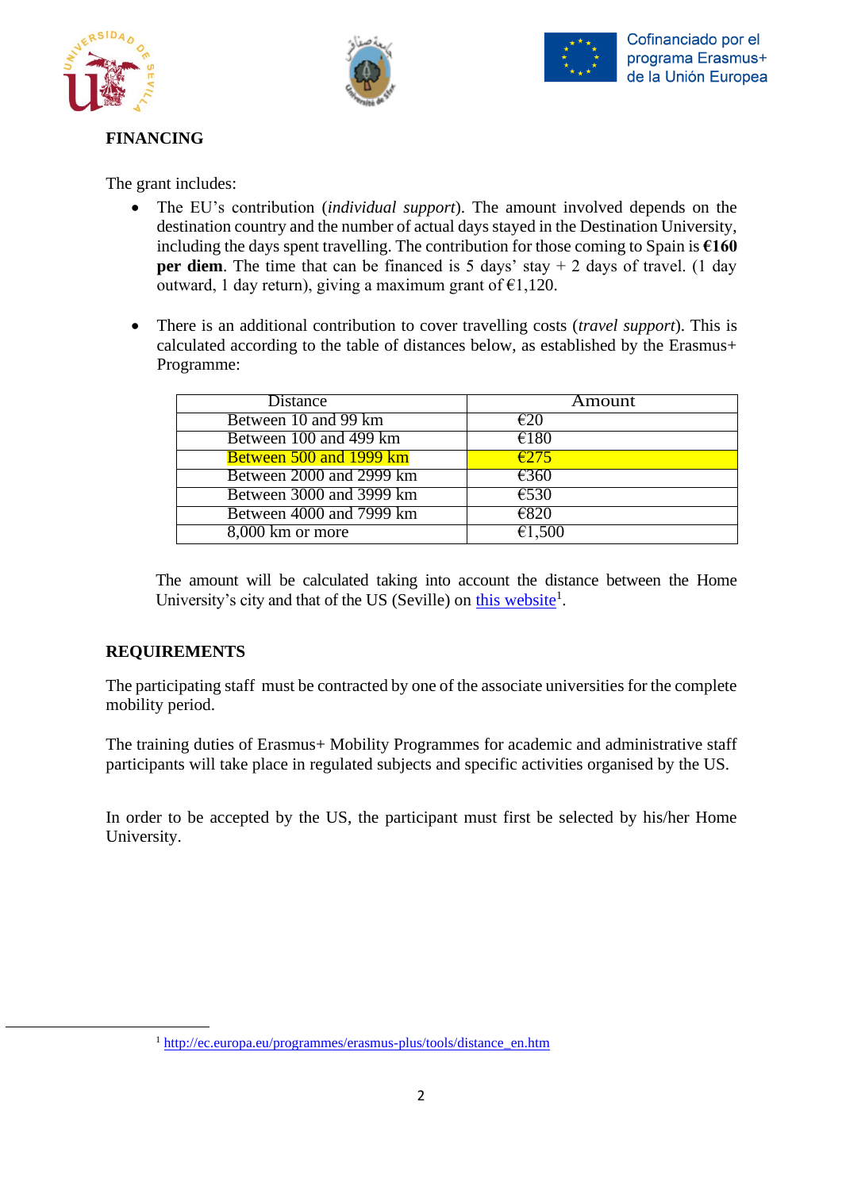## FINANCING

The grant includes:

- The EU's contribution (*individual support*). The amount involved depends on the destination country and the number of actual days stayed in the Destination University, including the days spent travelling. The contribution for those coming to Spain is **€160 per diem**. The time that can be financed is 5 days' stay + 2 days of travel. (1 day outward, 1 day return), giving a maximum grant of €1,120.

- There is an additional contribution to cover travelling costs (*travel support*). This is calculated according to the table of distances below, as established by the Erasmus+ Programme:

| Distance | Amount |
|---|---|
| Between 10 and 99 km | €20 |
| Between 100 and 499 km | €180 |
| Between 500 and 1999 km | €275 |
| Between 2000 and 2999 km | €360 |
| Between 3000 and 3999 km | €530 |
| Between 4000 and 7999 km | €820 |
| 8,000 km or more | €1,500 |

The amount will be calculated taking into account the distance between the Home University's city and that of the US (Seville) on this website[1].

## REQUIREMENTS

The participating staff must be contracted by one of the associate universities for the complete mobility period.

The training duties of Erasmus+ Mobility Programmes for academic and administrative staff participants will take place in regulated subjects and specific activities organised by the US.

In order to be accepted by the US, the participant must first be selected by his/her Home University.

[1] http://ec.europa.eu/programmes/erasmus-plus/tools/distance_en.htm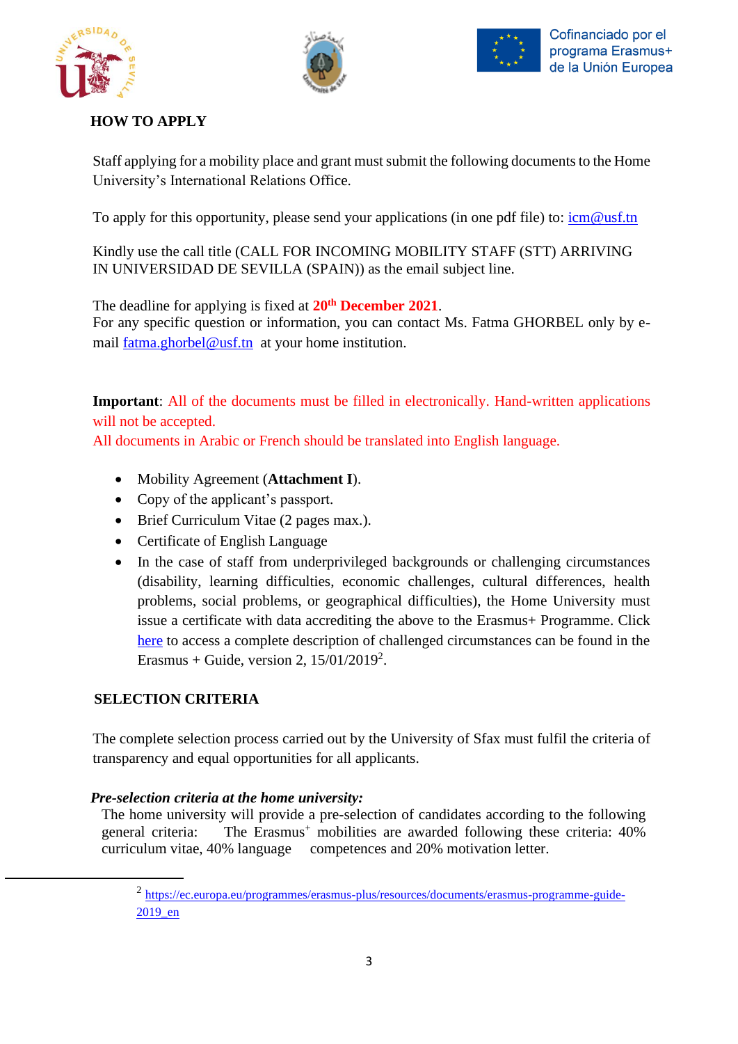## HOW TO APPLY

Staff applying for a mobility place and grant must submit the following documents to the Home University's International Relations Office.

To apply for this opportunity, please send your applications (in one pdf file) to: icm@usf.tn

Kindly use the call title (CALL FOR INCOMING MOBILITY STAFF (STT) ARRIVING IN UNIVERSIDAD DE SEVILLA (SPAIN)) as the email subject line.

The deadline for applying is fixed at **20th December 2021**.
For any specific question or information, you can contact Ms. Fatma GHORBEL only by e-mail fatma.ghorbel@usf.tn at your home institution.

**Important**: All of the documents must be filled in electronically. Hand-written applications will not be accepted.
All documents in Arabic or French should be translated into English language.

- Mobility Agreement (**Attachment I**).
- Copy of the applicant's passport.
- Brief Curriculum Vitae (2 pages max.).
- Certificate of English Language
- In the case of staff from underprivileged backgrounds or challenging circumstances (disability, learning difficulties, economic challenges, cultural differences, health problems, social problems, or geographical difficulties), the Home University must issue a certificate with data accrediting the above to the Erasmus+ Programme. Click here to access a complete description of challenged circumstances can be found in the Erasmus + Guide, version 2, 15/01/2019[2].

## SELECTION CRITERIA

The complete selection process carried out by the University of Sfax must fulfil the criteria of transparency and equal opportunities for all applicants.

***Pre-selection criteria at the home university:***
The home university will provide a pre-selection of candidates according to the following general criteria: The Erasmus+ mobilities are awarded following these criteria: 40% curriculum vitae, 40% language competences and 20% motivation letter.

[2] https://ec.europa.eu/programmes/erasmus-plus/resources/documents/erasmus-programme-guide-2019_en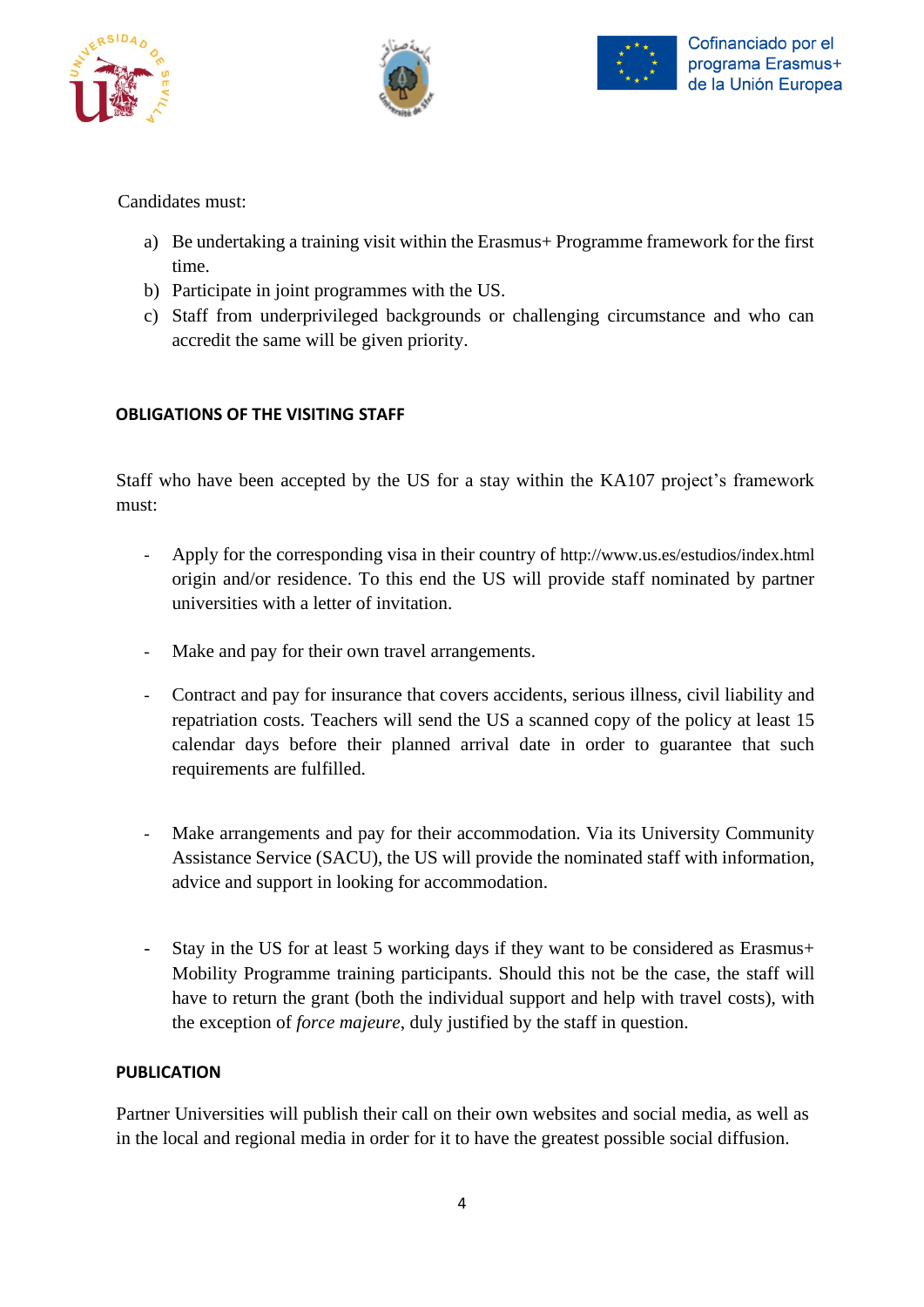Candidates must:

a) Be undertaking a training visit within the Erasmus+ Programme framework for the first time.
b) Participate in joint programmes with the US.
c) Staff from underprivileged backgrounds or challenging circumstance and who can accredit the same will be given priority.

**OBLIGATIONS OF THE VISITING STAFF**

Staff who have been accepted by the US for a stay within the KA107 project's framework must:

- Apply for the corresponding visa in their country of http://www.us.es/estudios/index.html origin and/or residence. To this end the US will provide staff nominated by partner universities with a letter of invitation.

- Make and pay for their own travel arrangements.

- Contract and pay for insurance that covers accidents, serious illness, civil liability and repatriation costs. Teachers will send the US a scanned copy of the policy at least 15 calendar days before their planned arrival date in order to guarantee that such requirements are fulfilled.

- Make arrangements and pay for their accommodation. Via its University Community Assistance Service (SACU), the US will provide the nominated staff with information, advice and support in looking for accommodation.

- Stay in the US for at least 5 working days if they want to be considered as Erasmus+ Mobility Programme training participants. Should this not be the case, the staff will have to return the grant (both the individual support and help with travel costs), with the exception of *force majeure*, duly justified by the staff in question.

**PUBLICATION**

Partner Universities will publish their call on their own websites and social media, as well as in the local and regional media in order for it to have the greatest possible social diffusion.